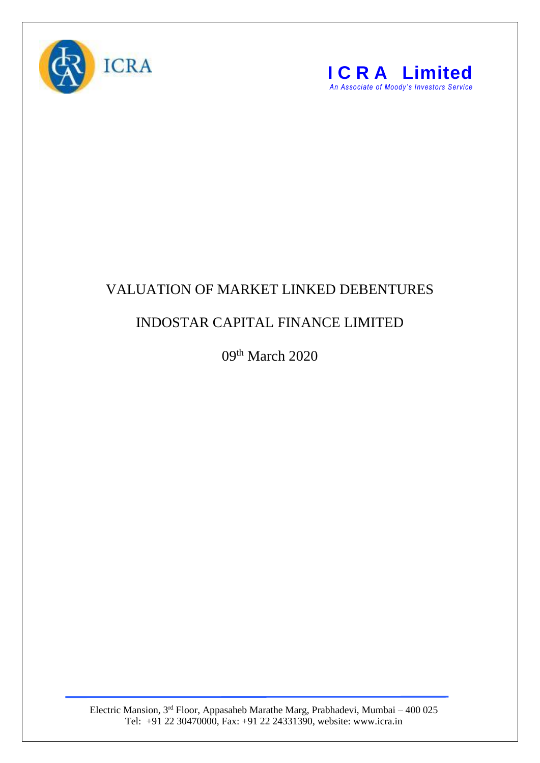ICRA

**I C R A Limited**
*An Associate of Moody's Investors Service*

# VALUATION OF MARKET LINKED DEBENTURES

## INDOSTAR CAPITAL FINANCE LIMITED

09th March 2020

Electric Mansion, 3rd Floor, Appasaheb Marathe Marg, Prabhadevi, Mumbai – 400 025
Tel: +91 22 30470000, Fax: +91 22 24331390, website: www.icra.in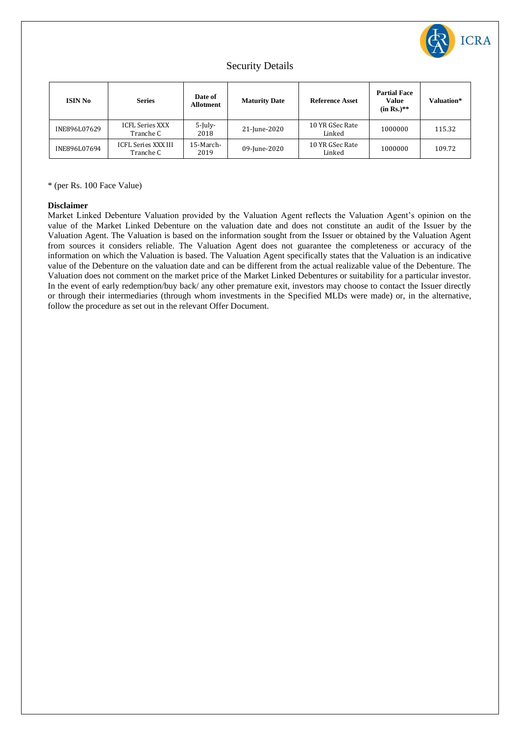## Security Details

| ISIN No | Series | Date of Allotment | Maturity Date | Reference Asset | Partial Face Value (in Rs.)** | Valuation* |
|---|---|---|---|---|---|---|
| INE896L07629 | ICFL Series XXX Tranche C | 5-July-2018 | 21-June-2020 | 10 YR GSec Rate Linked | 1000000 | 115.32 |
| INE896L07694 | ICFL Series XXX III Tranche C | 15-March-2019 | 09-June-2020 | 10 YR GSec Rate Linked | 1000000 | 109.72 |

* (per Rs. 100 Face Value)

**Disclaimer**

Market Linked Debenture Valuation provided by the Valuation Agent reflects the Valuation Agent's opinion on the value of the Market Linked Debenture on the valuation date and does not constitute an audit of the Issuer by the Valuation Agent. The Valuation is based on the information sought from the Issuer or obtained by the Valuation Agent from sources it considers reliable. The Valuation Agent does not guarantee the completeness or accuracy of the information on which the Valuation is based. The Valuation Agent specifically states that the Valuation is an indicative value of the Debenture on the valuation date and can be different from the actual realizable value of the Debenture. The Valuation does not comment on the market price of the Market Linked Debentures or suitability for a particular investor. In the event of early redemption/buy back/ any other premature exit, investors may choose to contact the Issuer directly or through their intermediaries (through whom investments in the Specified MLDs were made) or, in the alternative, follow the procedure as set out in the relevant Offer Document.